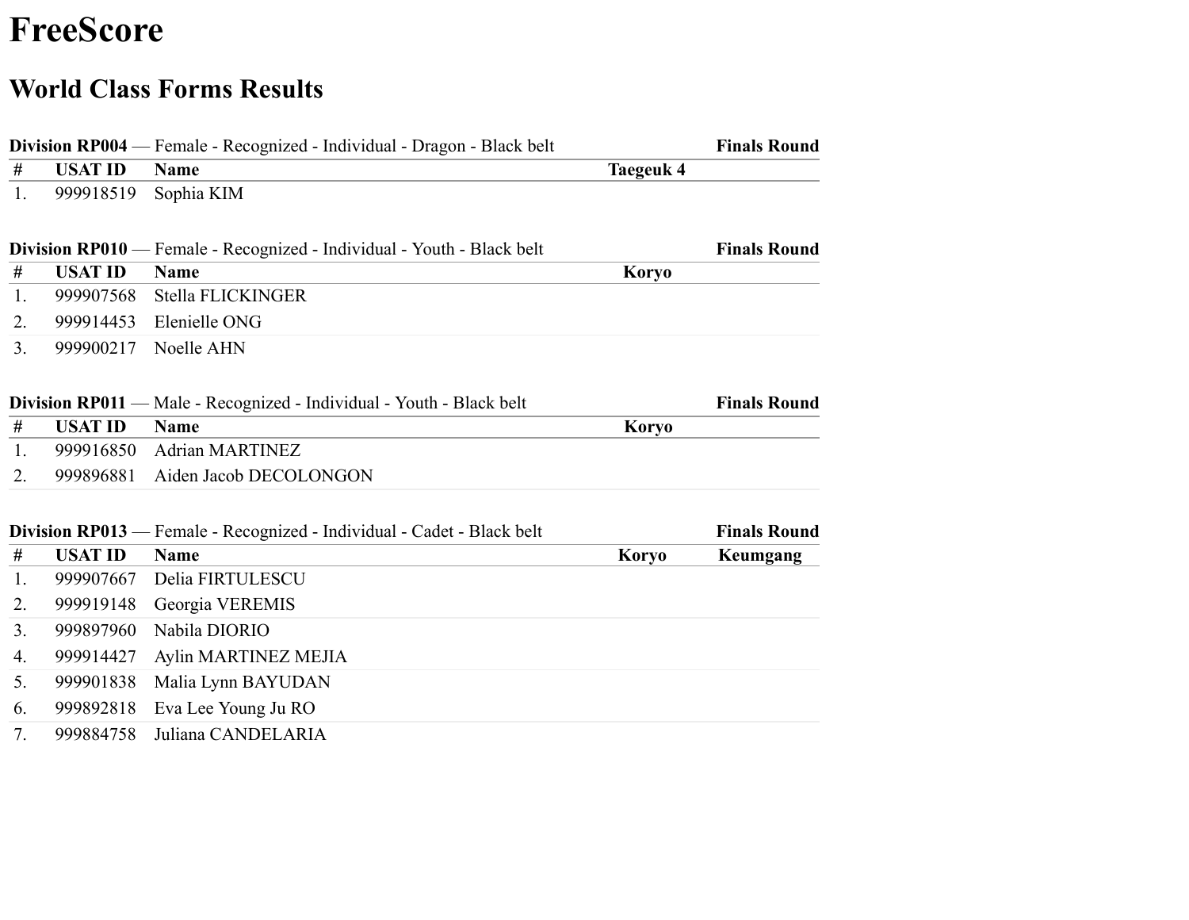# FreeScore

## World Class Forms Results

**Division RP004** — Female - Recognized - Individual - Dragon - Black belt **Finals Round**

| # | USAT ID | Name | Taegeuk 4 | |
|---|---|---|---|---|
| 1. | 999918519 | Sophia KIM | | |

**Division RP010** — Female - Recognized - Individual - Youth - Black belt **Finals Round**

| # | USAT ID | Name | Koryo | |
|---|---|---|---|---|
| 1. | 999907568 | Stella FLICKINGER | | |
| 2. | 999914453 | Elenielle ONG | | |
| 3. | 999900217 | Noelle AHN | | |

**Division RP011** — Male - Recognized - Individual - Youth - Black belt **Finals Round**

| # | USAT ID | Name | Koryo | |
|---|---|---|---|---|
| 1. | 999916850 | Adrian MARTINEZ | | |
| 2. | 999896881 | Aiden Jacob DECOLONGON | | |

**Division RP013** — Female - Recognized - Individual - Cadet - Black belt **Finals Round**

| # | USAT ID | Name | Koryo | Keumgang |
|---|---|---|---|---|
| 1. | 999907667 | Delia FIRTULESCU | | |
| 2. | 999919148 | Georgia VEREMIS | | |
| 3. | 999897960 | Nabila DIORIO | | |
| 4. | 999914427 | Aylin MARTINEZ MEJIA | | |
| 5. | 999901838 | Malia Lynn BAYUDAN | | |
| 6. | 999892818 | Eva Lee Young Ju RO | | |
| 7. | 999884758 | Juliana CANDELARIA | | |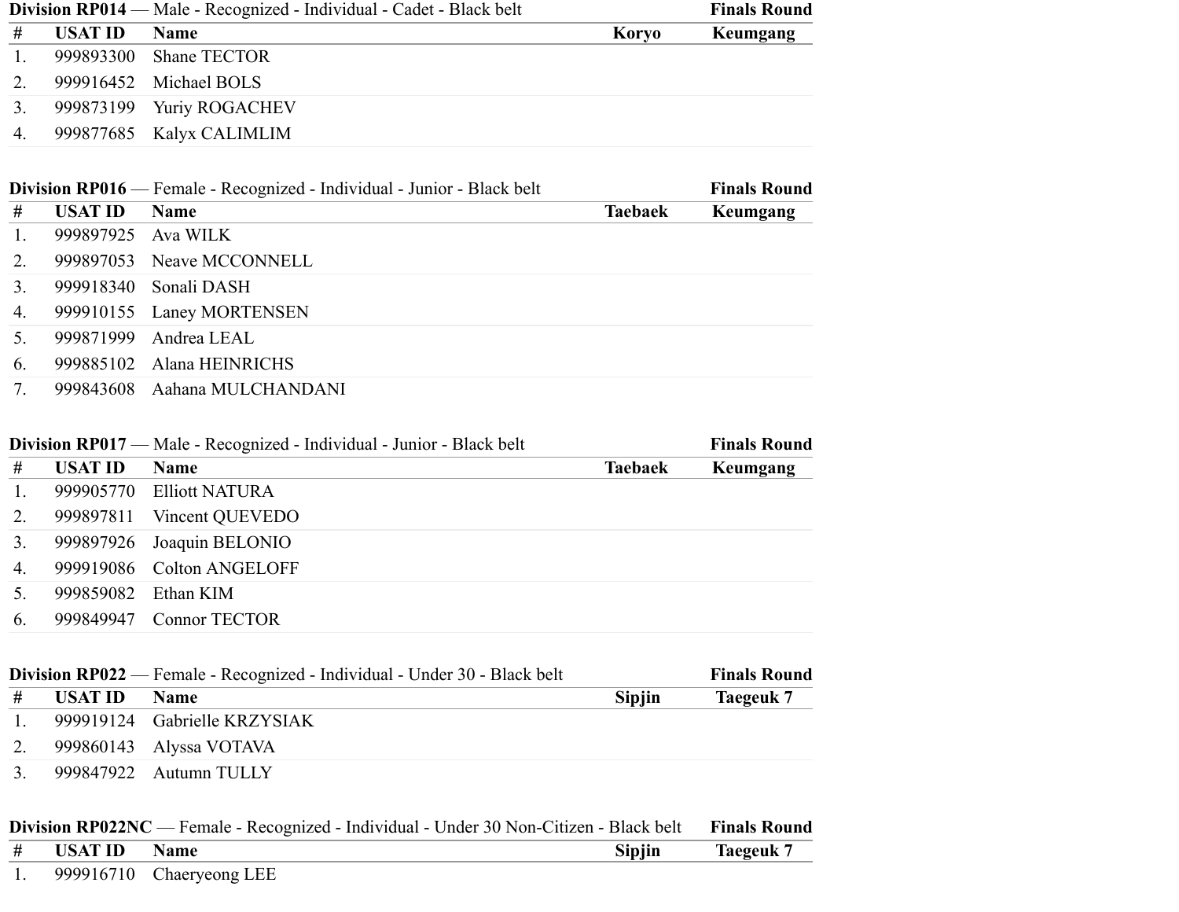**Division RP014** — Male - Recognized - Individual - Cadet - Black belt — **Finals Round**

| # | USAT ID | Name | Koryo | Keumgang |
|---|---|---|---|---|
| 1. | 999893300 | Shane TECTOR | | |
| 2. | 999916452 | Michael BOLS | | |
| 3. | 999873199 | Yuriy ROGACHEV | | |
| 4. | 999877685 | Kalyx CALIMLIM | | |

**Division RP016** — Female - Recognized - Individual - Junior - Black belt — **Finals Round**

| # | USAT ID | Name | Taebaek | Keumgang |
|---|---|---|---|---|
| 1. | 999897925 | Ava WILK | | |
| 2. | 999897053 | Neave MCCONNELL | | |
| 3. | 999918340 | Sonali DASH | | |
| 4. | 999910155 | Laney MORTENSEN | | |
| 5. | 999871999 | Andrea LEAL | | |
| 6. | 999885102 | Alana HEINRICHS | | |
| 7. | 999843608 | Aahana MULCHANDANI | | |

**Division RP017** — Male - Recognized - Individual - Junior - Black belt — **Finals Round**

| # | USAT ID | Name | Taebaek | Keumgang |
|---|---|---|---|---|
| 1. | 999905770 | Elliott NATURA | | |
| 2. | 999897811 | Vincent QUEVEDO | | |
| 3. | 999897926 | Joaquin BELONIO | | |
| 4. | 999919086 | Colton ANGELOFF | | |
| 5. | 999859082 | Ethan KIM | | |
| 6. | 999849947 | Connor TECTOR | | |

**Division RP022** — Female - Recognized - Individual - Under 30 - Black belt — **Finals Round**

| # | USAT ID | Name | Sipjin | Taegeuk 7 |
|---|---|---|---|---|
| 1. | 999919124 | Gabrielle KRZYSIAK | | |
| 2. | 999860143 | Alyssa VOTAVA | | |
| 3. | 999847922 | Autumn TULLY | | |

**Division RP022NC** — Female - Recognized - Individual - Under 30 Non-Citizen - Black belt — **Finals Round**

| # | USAT ID | Name | Sipjin | Taegeuk 7 |
|---|---|---|---|---|
| 1. | 999916710 | Chaeryeong LEE | | |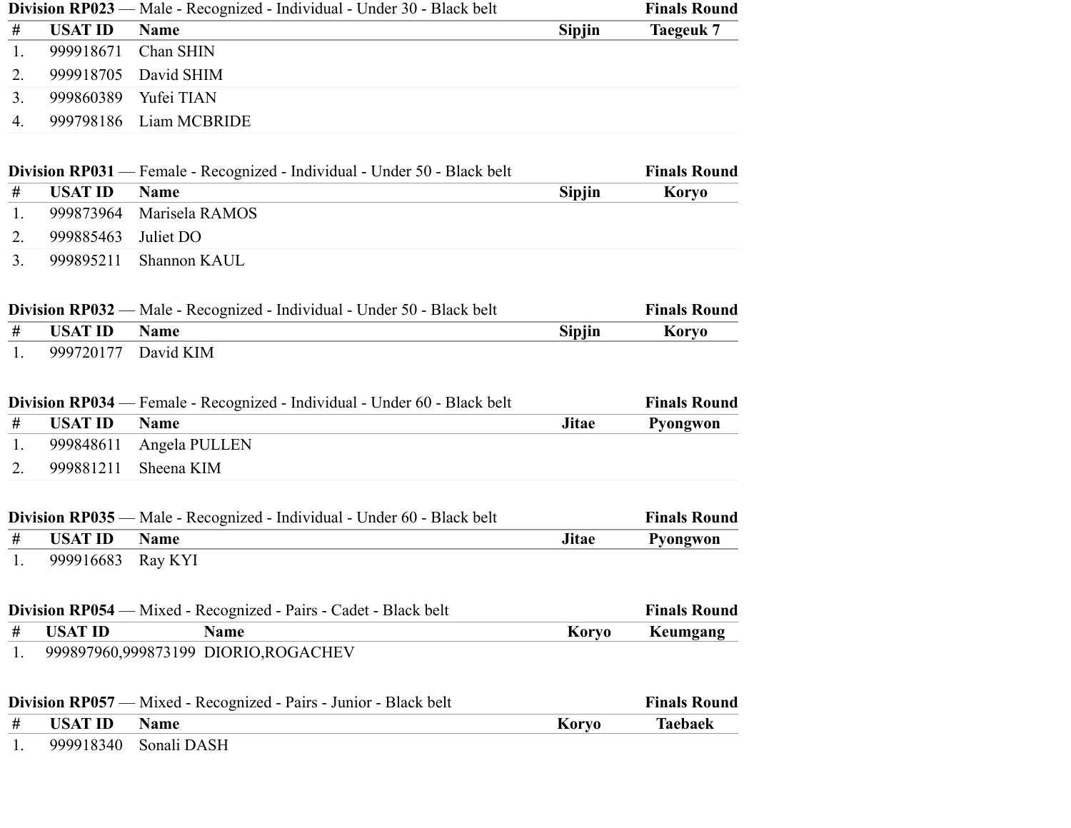**Division RP023** — Male - Recognized - Individual - Under 30 - Black belt **Finals Round**

| # | USAT ID | Name | Sipjin | Taegeuk 7 |
|---|---|---|---|---|
| 1. | 999918671 | Chan SHIN | | |
| 2. | 999918705 | David SHIM | | |
| 3. | 999860389 | Yufei TIAN | | |
| 4. | 999798186 | Liam MCBRIDE | | |

**Division RP031** — Female - Recognized - Individual - Under 50 - Black belt **Finals Round**

| # | USAT ID | Name | Sipjin | Koryo |
|---|---|---|---|---|
| 1. | 999873964 | Marisela RAMOS | | |
| 2. | 999885463 | Juliet DO | | |
| 3. | 999895211 | Shannon KAUL | | |

**Division RP032** — Male - Recognized - Individual - Under 50 - Black belt **Finals Round**

| # | USAT ID | Name | Sipjin | Koryo |
|---|---|---|---|---|
| 1. | 999720177 | David KIM | | |

**Division RP034** — Female - Recognized - Individual - Under 60 - Black belt **Finals Round**

| # | USAT ID | Name | Jitae | Pyongwon |
|---|---|---|---|---|
| 1. | 999848611 | Angela PULLEN | | |
| 2. | 999881211 | Sheena KIM | | |

**Division RP035** — Male - Recognized - Individual - Under 60 - Black belt **Finals Round**

| # | USAT ID | Name | Jitae | Pyongwon |
|---|---|---|---|---|
| 1. | 999916683 | Ray KYI | | |

**Division RP054** — Mixed - Recognized - Pairs - Cadet - Black belt **Finals Round**

| # | USAT ID | Name | Koryo | Keumgang |
|---|---|---|---|---|
| 1. | 999897960,999873199 | DIORIO,ROGACHEV | | |

**Division RP057** — Mixed - Recognized - Pairs - Junior - Black belt **Finals Round**

| # | USAT ID | Name | Koryo | Taebaek |
|---|---|---|---|---|
| 1. | 999918340 | Sonali DASH | | |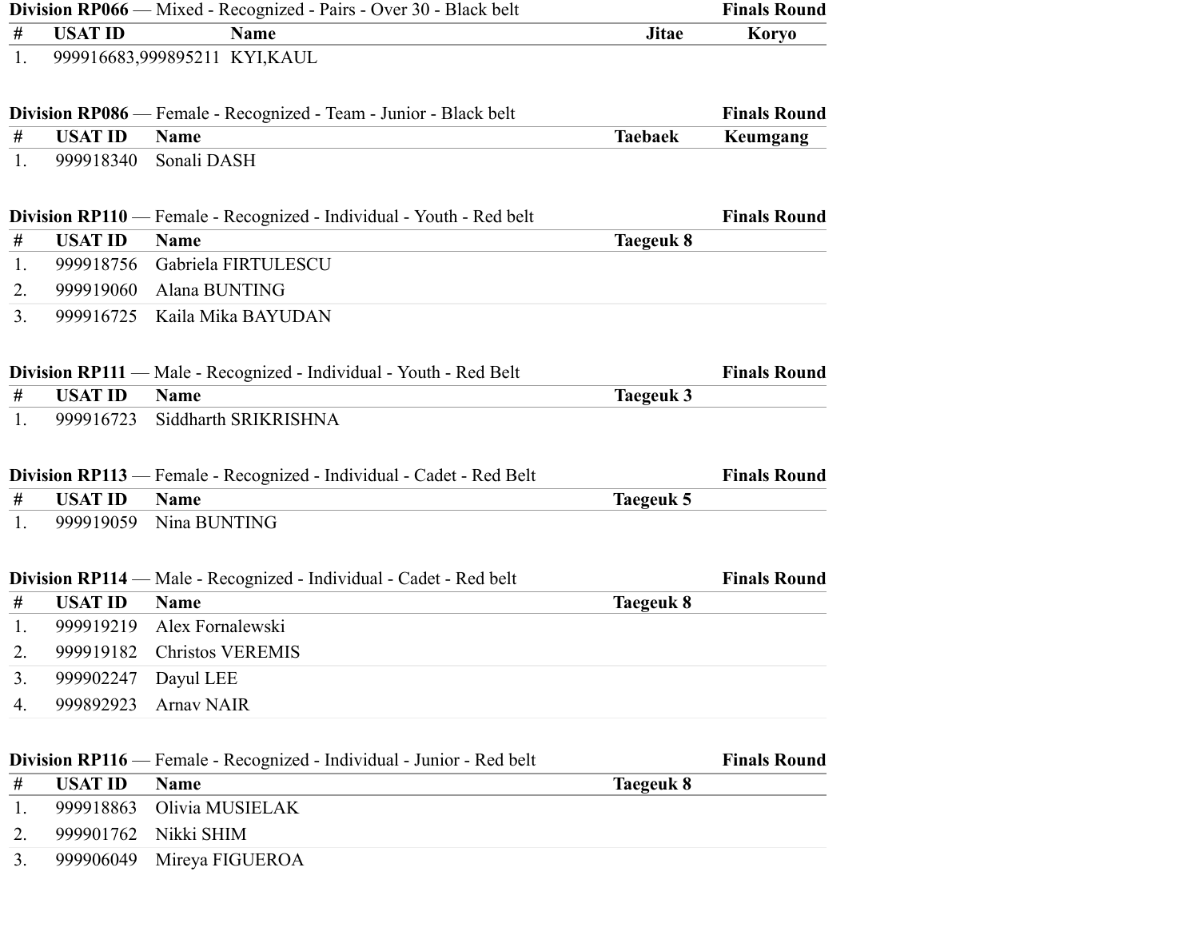**Division RP066** — Mixed - Recognized - Pairs - Over 30 - Black belt **Finals Round**

| # | USAT ID | Name | Jitae | Koryo |
|---|---|---|---|---|
| 1. | 999916683,999895211 | KYI,KAUL | | |

**Division RP086** — Female - Recognized - Team - Junior - Black belt **Finals Round**

| # | USAT ID | Name | Taebaek | Keumgang |
|---|---|---|---|---|
| 1. | 999918340 | Sonali DASH | | |

**Division RP110** — Female - Recognized - Individual - Youth - Red belt **Finals Round**

| # | USAT ID | Name | Taegeuk 8 |
|---|---|---|---|
| 1. | 999918756 | Gabriela FIRTULESCU | |
| 2. | 999919060 | Alana BUNTING | |
| 3. | 999916725 | Kaila Mika BAYUDAN | |

**Division RP111** — Male - Recognized - Individual - Youth - Red Belt **Finals Round**

| # | USAT ID | Name | Taegeuk 3 |
|---|---|---|---|
| 1. | 999916723 | Siddharth SRIKRISHNA | |

**Division RP113** — Female - Recognized - Individual - Cadet - Red Belt **Finals Round**

| # | USAT ID | Name | Taegeuk 5 |
|---|---|---|---|
| 1. | 999919059 | Nina BUNTING | |

**Division RP114** — Male - Recognized - Individual - Cadet - Red belt **Finals Round**

| # | USAT ID | Name | Taegeuk 8 |
|---|---|---|---|
| 1. | 999919219 | Alex Fornalewski | |
| 2. | 999919182 | Christos VEREMIS | |
| 3. | 999902247 | Dayul LEE | |
| 4. | 999892923 | Arnav NAIR | |

**Division RP116** — Female - Recognized - Individual - Junior - Red belt **Finals Round**

| # | USAT ID | Name | Taegeuk 8 |
|---|---|---|---|
| 1. | 999918863 | Olivia MUSIELAK | |
| 2. | 999901762 | Nikki SHIM | |
| 3. | 999906049 | Mireya FIGUEROA | |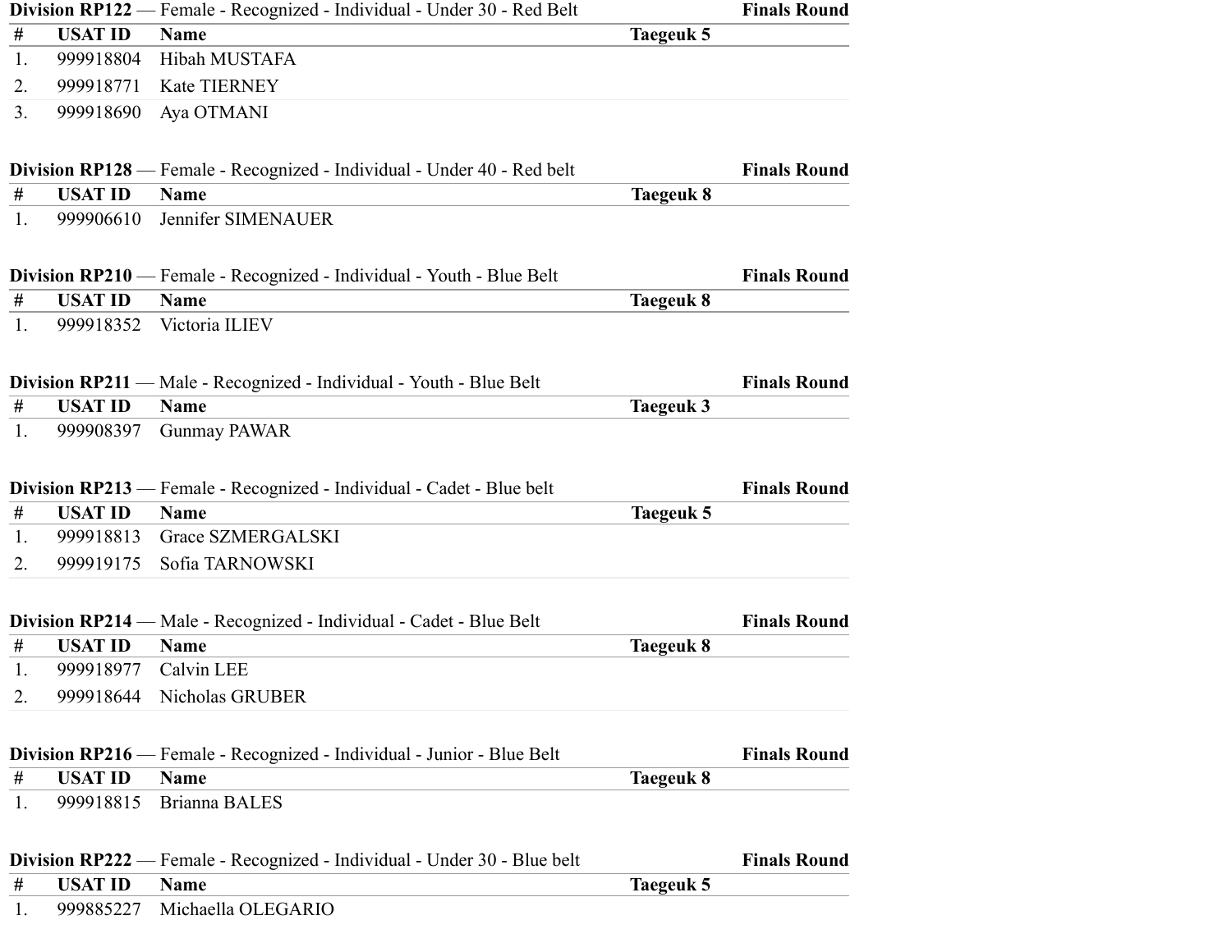**Division RP122** — Female - Recognized - Individual - Under 30 - Red Belt **Finals Round**

| # | USAT ID | Name | Taegeuk 5 |
|---|---|---|---|
| 1. | 999918804 | Hibah MUSTAFA | |
| 2. | 999918771 | Kate TIERNEY | |
| 3. | 999918690 | Aya OTMANI | |

**Division RP128** — Female - Recognized - Individual - Under 40 - Red belt **Finals Round**

| # | USAT ID | Name | Taegeuk 8 |
|---|---|---|---|
| 1. | 999906610 | Jennifer SIMENAUER | |

**Division RP210** — Female - Recognized - Individual - Youth - Blue Belt **Finals Round**

| # | USAT ID | Name | Taegeuk 8 |
|---|---|---|---|
| 1. | 999918352 | Victoria ILIEV | |

**Division RP211** — Male - Recognized - Individual - Youth - Blue Belt **Finals Round**

| # | USAT ID | Name | Taegeuk 3 |
|---|---|---|---|
| 1. | 999908397 | Gunmay PAWAR | |

**Division RP213** — Female - Recognized - Individual - Cadet - Blue belt **Finals Round**

| # | USAT ID | Name | Taegeuk 5 |
|---|---|---|---|
| 1. | 999918813 | Grace SZMERGALSKI | |
| 2. | 999919175 | Sofia TARNOWSKI | |

**Division RP214** — Male - Recognized - Individual - Cadet - Blue Belt **Finals Round**

| # | USAT ID | Name | Taegeuk 8 |
|---|---|---|---|
| 1. | 999918977 | Calvin LEE | |
| 2. | 999918644 | Nicholas GRUBER | |

**Division RP216** — Female - Recognized - Individual - Junior - Blue Belt **Finals Round**

| # | USAT ID | Name | Taegeuk 8 |
|---|---|---|---|
| 1. | 999918815 | Brianna BALES | |

**Division RP222** — Female - Recognized - Individual - Under 30 - Blue belt **Finals Round**

| # | USAT ID | Name | Taegeuk 5 |
|---|---|---|---|
| 1. | 999885227 | Michaella OLEGARIO | |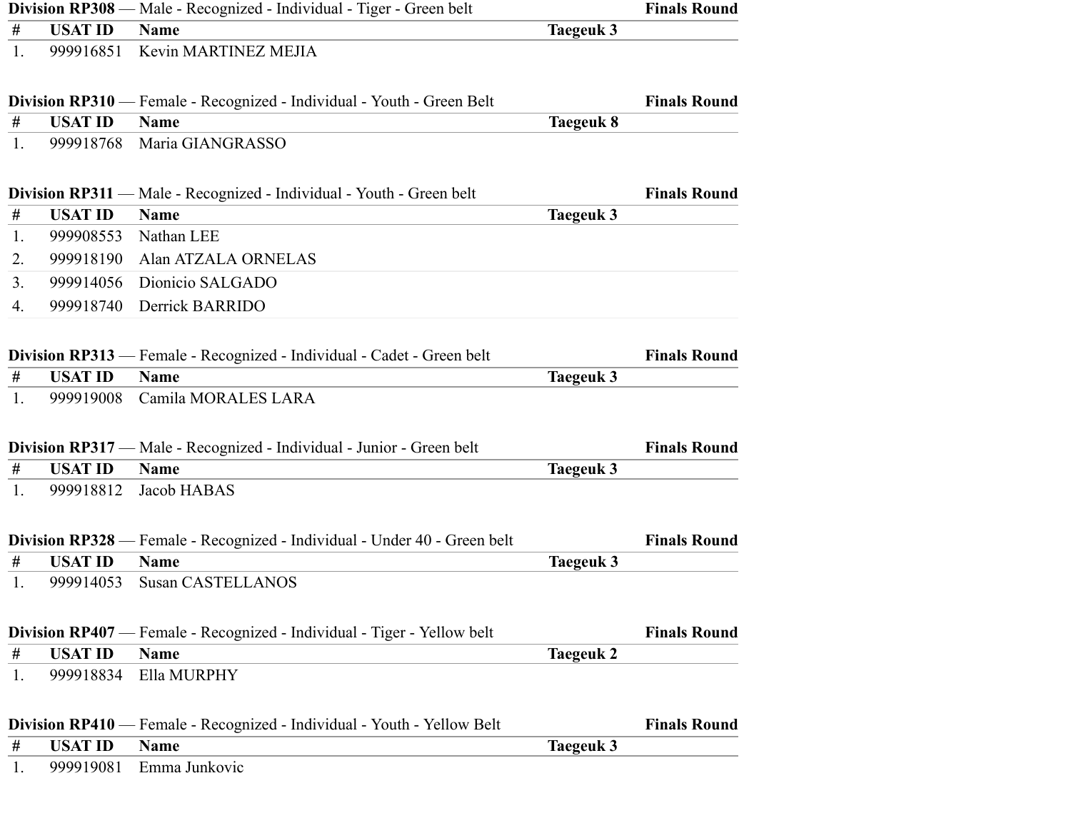**Division RP308** — Male - Recognized - Individual - Tiger - Green belt **Finals Round**

| # | USAT ID | Name | Taegeuk 3 |
|---|---|---|---|
| 1. | 999916851 | Kevin MARTINEZ MEJIA | |

**Division RP310** — Female - Recognized - Individual - Youth - Green Belt **Finals Round**

| # | USAT ID | Name | Taegeuk 8 |
|---|---|---|---|
| 1. | 999918768 | Maria GIANGRASSO | |

**Division RP311** — Male - Recognized - Individual - Youth - Green belt **Finals Round**

| # | USAT ID | Name | Taegeuk 3 |
|---|---|---|---|
| 1. | 999908553 | Nathan LEE | |
| 2. | 999918190 | Alan ATZALA ORNELAS | |
| 3. | 999914056 | Dionicio SALGADO | |
| 4. | 999918740 | Derrick BARRIDO | |

**Division RP313** — Female - Recognized - Individual - Cadet - Green belt **Finals Round**

| # | USAT ID | Name | Taegeuk 3 |
|---|---|---|---|
| 1. | 999919008 | Camila MORALES LARA | |

**Division RP317** — Male - Recognized - Individual - Junior - Green belt **Finals Round**

| # | USAT ID | Name | Taegeuk 3 |
|---|---|---|---|
| 1. | 999918812 | Jacob HABAS | |

**Division RP328** — Female - Recognized - Individual - Under 40 - Green belt **Finals Round**

| # | USAT ID | Name | Taegeuk 3 |
|---|---|---|---|
| 1. | 999914053 | Susan CASTELLANOS | |

**Division RP407** — Female - Recognized - Individual - Tiger - Yellow belt **Finals Round**

| # | USAT ID | Name | Taegeuk 2 |
|---|---|---|---|
| 1. | 999918834 | Ella MURPHY | |

**Division RP410** — Female - Recognized - Individual - Youth - Yellow Belt **Finals Round**

| # | USAT ID | Name | Taegeuk 3 |
|---|---|---|---|
| 1. | 999919081 | Emma Junkovic | |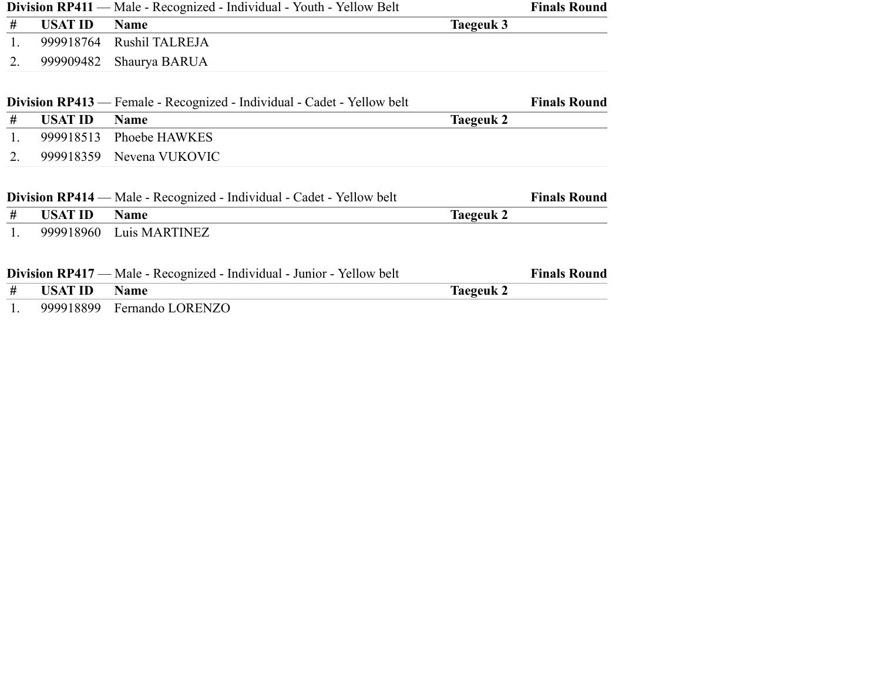**Division RP411** — Male - Recognized - Individual - Youth - Yellow Belt **Finals Round**

| # | USAT ID | Name | Taegeuk 3 |
|---|---|---|---|
| 1. | 999918764 | Rushil TALREJA | |
| 2. | 999909482 | Shaurya BARUA | |

**Division RP413** — Female - Recognized - Individual - Cadet - Yellow belt **Finals Round**

| # | USAT ID | Name | Taegeuk 2 |
|---|---|---|---|
| 1. | 999918513 | Phoebe HAWKES | |
| 2. | 999918359 | Nevena VUKOVIC | |

**Division RP414** — Male - Recognized - Individual - Cadet - Yellow belt **Finals Round**

| # | USAT ID | Name | Taegeuk 2 |
|---|---|---|---|
| 1. | 999918960 | Luis MARTINEZ | |

**Division RP417** — Male - Recognized - Individual - Junior - Yellow belt **Finals Round**

| # | USAT ID | Name | Taegeuk 2 |
|---|---|---|---|
| 1. | 999918899 | Fernando LORENZO | |